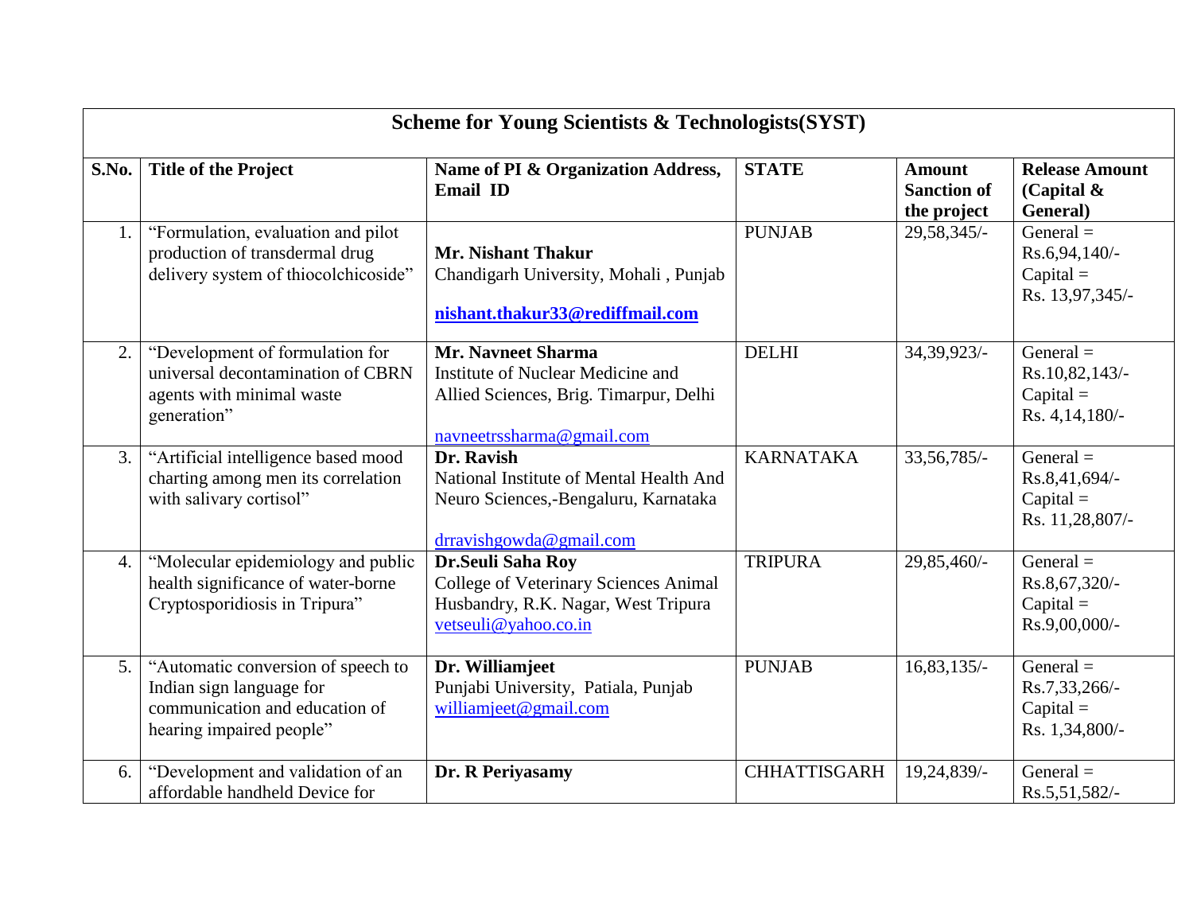| Scheme for Young Scientists & Technologists(SYST) | | | | | |
|---|---|---|---|---|---|
| **S.No.** | **Title of the Project** | **Name of PI & Organization Address, Email ID** | **STATE** | **Amount Sanction of the project** | **Release Amount (Capital & General)** |
| 1. | "Formulation, evaluation and pilot production of transdermal drug delivery system of thiocolchicoside" | **Mr. Nishant Thakur** Chandigarh University, Mohali , Punjab **nishant.thakur33@rediffmail.com** | PUNJAB | 29,58,345/- | General = Rs.6,94,140/- Capital = Rs. 13,97,345/- |
| 2. | "Development of formulation for universal decontamination of CBRN agents with minimal waste generation" | **Mr. Navneet Sharma** Institute of Nuclear Medicine and Allied Sciences, Brig. Timarpur, Delhi navneetrssharma@gmail.com | DELHI | 34,39,923/- | General = Rs.10,82,143/- Capital = Rs. 4,14,180/- |
| 3. | "Artificial intelligence based mood charting among men its correlation with salivary cortisol" | **Dr. Ravish** National Institute of Mental Health And Neuro Sciences,-Bengaluru, Karnataka drravishgowda@gmail.com | KARNATAKA | 33,56,785/- | General = Rs.8,41,694/- Capital = Rs. 11,28,807/- |
| 4. | "Molecular epidemiology and public health significance of water-borne Cryptosporidiosis in Tripura" | **Dr.Seuli Saha Roy** College of Veterinary Sciences Animal Husbandry, R.K. Nagar, West Tripura vetseuli@yahoo.co.in | TRIPURA | 29,85,460/- | General = Rs.8,67,320/- Capital = Rs.9,00,000/- |
| 5. | "Automatic conversion of speech to Indian sign language for communication and education of hearing impaired people" | **Dr. Williamjeet** Punjabi University, Patiala, Punjab williamjeet@gmail.com | PUNJAB | 16,83,135/- | General = Rs.7,33,266/- Capital = Rs. 1,34,800/- |
| 6. | "Development and validation of an affordable handheld Device for | **Dr. R Periyasamy** | CHHATTISGARH | 19,24,839/- | General = Rs.5,51,582/- |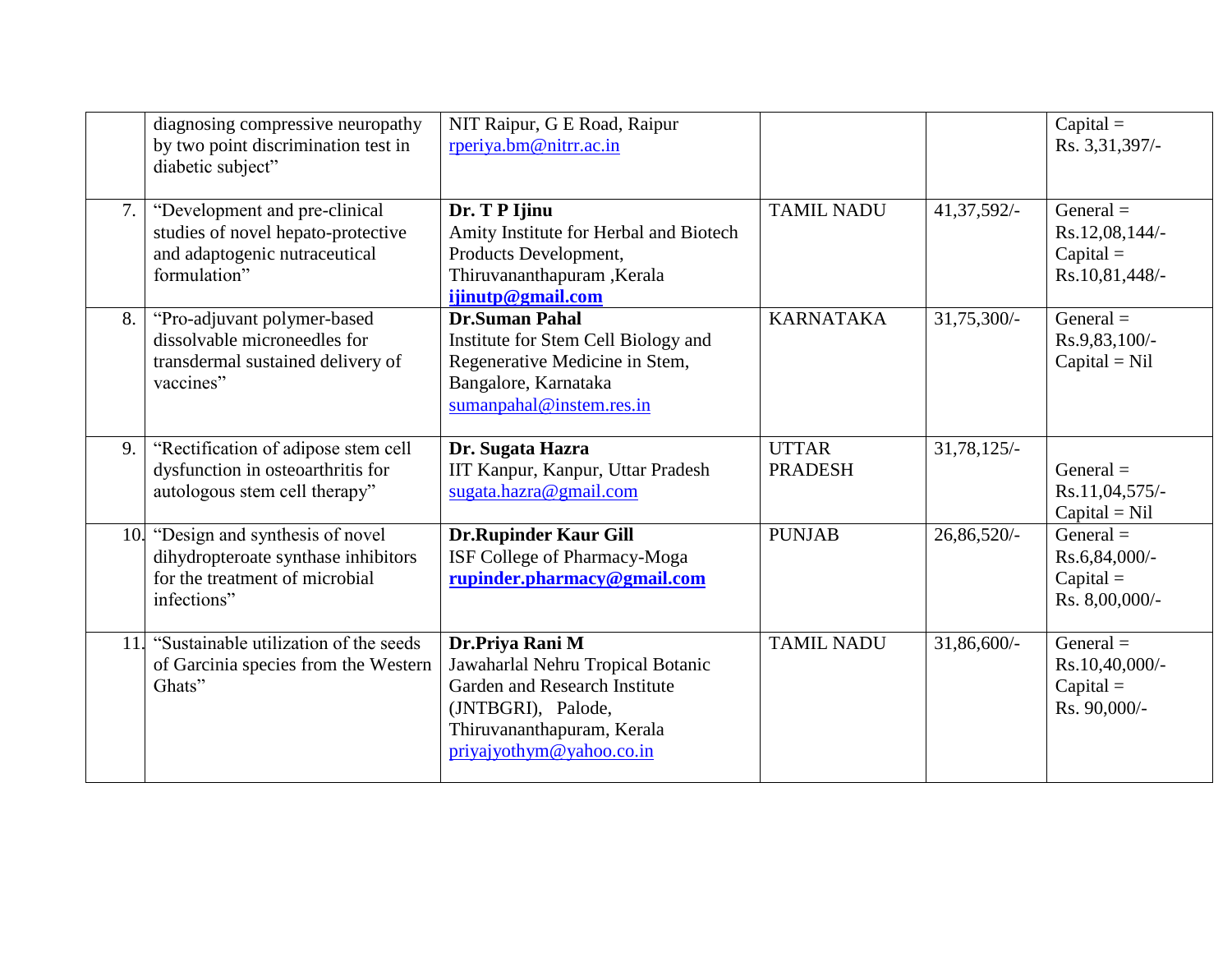| | | | | | |
|---|---|---|---|---|---|
| | diagnosing compressive neuropathy by two point discrimination test in diabetic subject” | NIT Raipur, G E Road, Raipur rperiya.bm@nitrr.ac.in | | | Capital = Rs. 3,31,397/- |
| 7. | “Development and pre-clinical studies of novel hepato-protective and adaptogenic nutraceutical formulation” | **Dr. T P Ijinu** Amity Institute for Herbal and Biotech Products Development, Thiruvananthapuram ,Kerala **ijinutp@gmail.com** | TAMIL NADU | 41,37,592/- | General = Rs.12,08,144/- Capital = Rs.10,81,448/- |
| 8. | “Pro-adjuvant polymer-based dissolvable microneedles for transdermal sustained delivery of vaccines” | **Dr.Suman Pahal** Institute for Stem Cell Biology and Regenerative Medicine in Stem, Bangalore, Karnataka sumanpahal@instem.res.in | KARNATAKA | 31,75,300/- | General = Rs.9,83,100/- Capital = Nil |
| 9. | “Rectification of adipose stem cell dysfunction in osteoarthritis for autologous stem cell therapy” | **Dr. Sugata Hazra** IIT Kanpur, Kanpur, Uttar Pradesh sugata.hazra@gmail.com | UTTAR PRADESH | 31,78,125/- | General = Rs.11,04,575/- Capital = Nil |
| 10. | “Design and synthesis of novel dihydropteroate synthase inhibitors for the treatment of microbial infections” | **Dr.Rupinder Kaur Gill** ISF College of Pharmacy-Moga **rupinder.pharmacy@gmail.com** | PUNJAB | 26,86,520/- | General = Rs.6,84,000/- Capital = Rs. 8,00,000/- |
| 11. | “Sustainable utilization of the seeds of Garcinia species from the Western Ghats” | **Dr.Priya Rani M** Jawaharlal Nehru Tropical Botanic Garden and Research Institute (JNTBGRI), Palode, Thiruvananthapuram, Kerala priyajyothym@yahoo.co.in | TAMIL NADU | 31,86,600/- | General = Rs.10,40,000/- Capital = Rs. 90,000/- |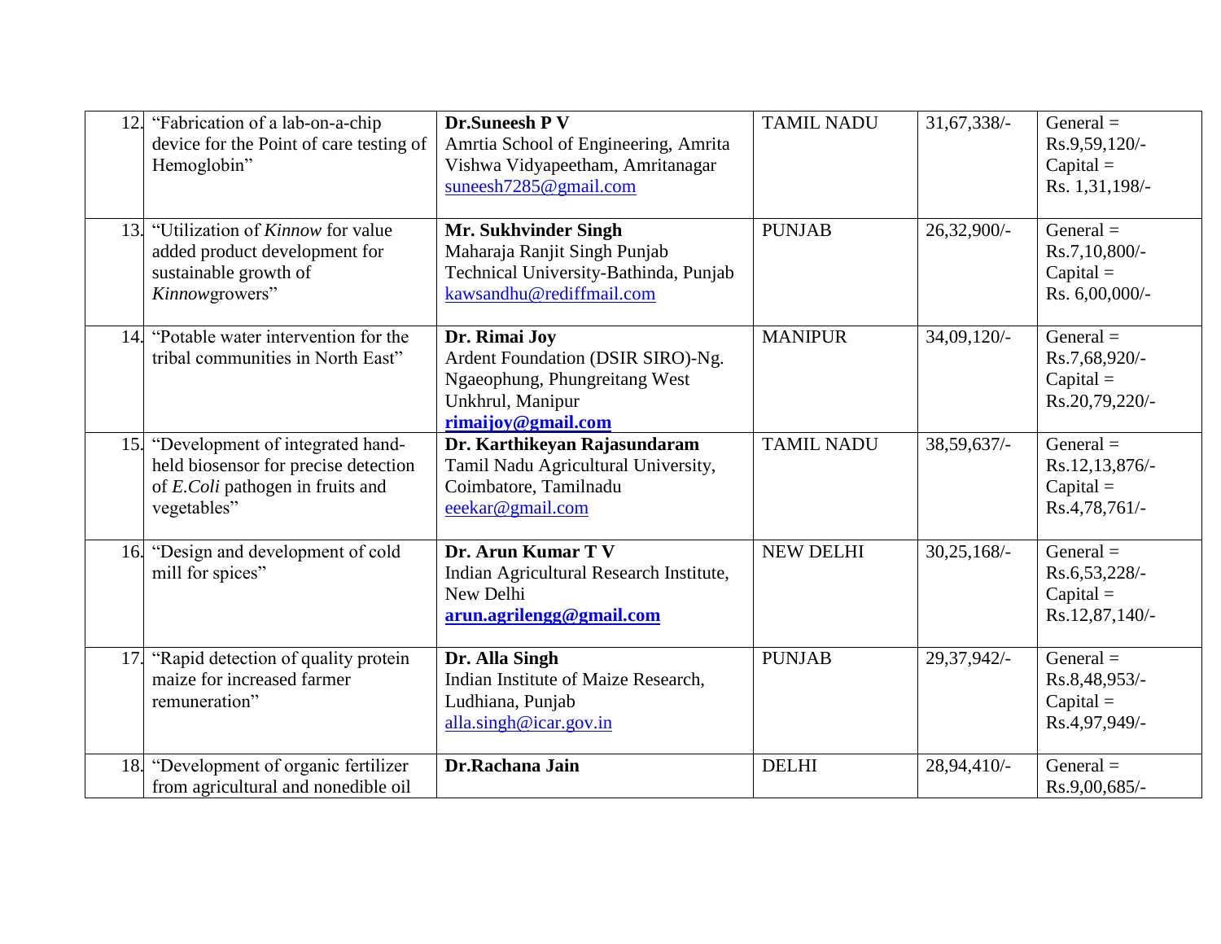| 12. | "Fabrication of a lab-on-a-chip device for the Point of care testing of Hemoglobin" | **Dr.Suneesh P V**<br>Amrtia School of Engineering, Amrita Vishwa Vidyapeetham, Amritanagar<br>suneesh7285@gmail.com | TAMIL NADU | 31,67,338/- | General = Rs.9,59,120/-<br>Capital = Rs. 1,31,198/- |
|---|---|---|---|---|---|
| 13. | "Utilization of *Kinnow* for value added product development for sustainable growth of *Kinnow*growers" | **Mr. Sukhvinder Singh**<br>Maharaja Ranjit Singh Punjab Technical University-Bathinda, Punjab<br>kawsandhu@rediffmail.com | PUNJAB | 26,32,900/- | General = Rs.7,10,800/-<br>Capital = Rs. 6,00,000/- |
| 14. | "Potable water intervention for the tribal communities in North East" | **Dr. Rimai Joy**<br>Ardent Foundation (DSIR SIRO)-Ng. Ngaeophung, Phungreitang West Unkhrul, Manipur<br>**rimaijoy@gmail.com** | MANIPUR | 34,09,120/- | General = Rs.7,68,920/-<br>Capital = Rs.20,79,220/- |
| 15. | "Development of integrated hand-held biosensor for precise detection of *E.Coli* pathogen in fruits and vegetables" | **Dr. Karthikeyan Rajasundaram**<br>Tamil Nadu Agricultural University, Coimbatore, Tamilnadu<br>eeekar@gmail.com | TAMIL NADU | 38,59,637/- | General = Rs.12,13,876/-<br>Capital = Rs.4,78,761/- |
| 16. | "Design and development of cold mill for spices" | **Dr. Arun Kumar T V**<br>Indian Agricultural Research Institute, New Delhi<br>**arun.agrilengg@gmail.com** | NEW DELHI | 30,25,168/- | General = Rs.6,53,228/-<br>Capital = Rs.12,87,140/- |
| 17. | "Rapid detection of quality protein maize for increased farmer remuneration" | **Dr. Alla Singh**<br>Indian Institute of Maize Research, Ludhiana, Punjab<br>alla.singh@icar.gov.in | PUNJAB | 29,37,942/- | General = Rs.8,48,953/-<br>Capital = Rs.4,97,949/- |
| 18. | "Development of organic fertilizer from agricultural and nonedible oil | **Dr.Rachana Jain** | DELHI | 28,94,410/- | General = Rs.9,00,685/- |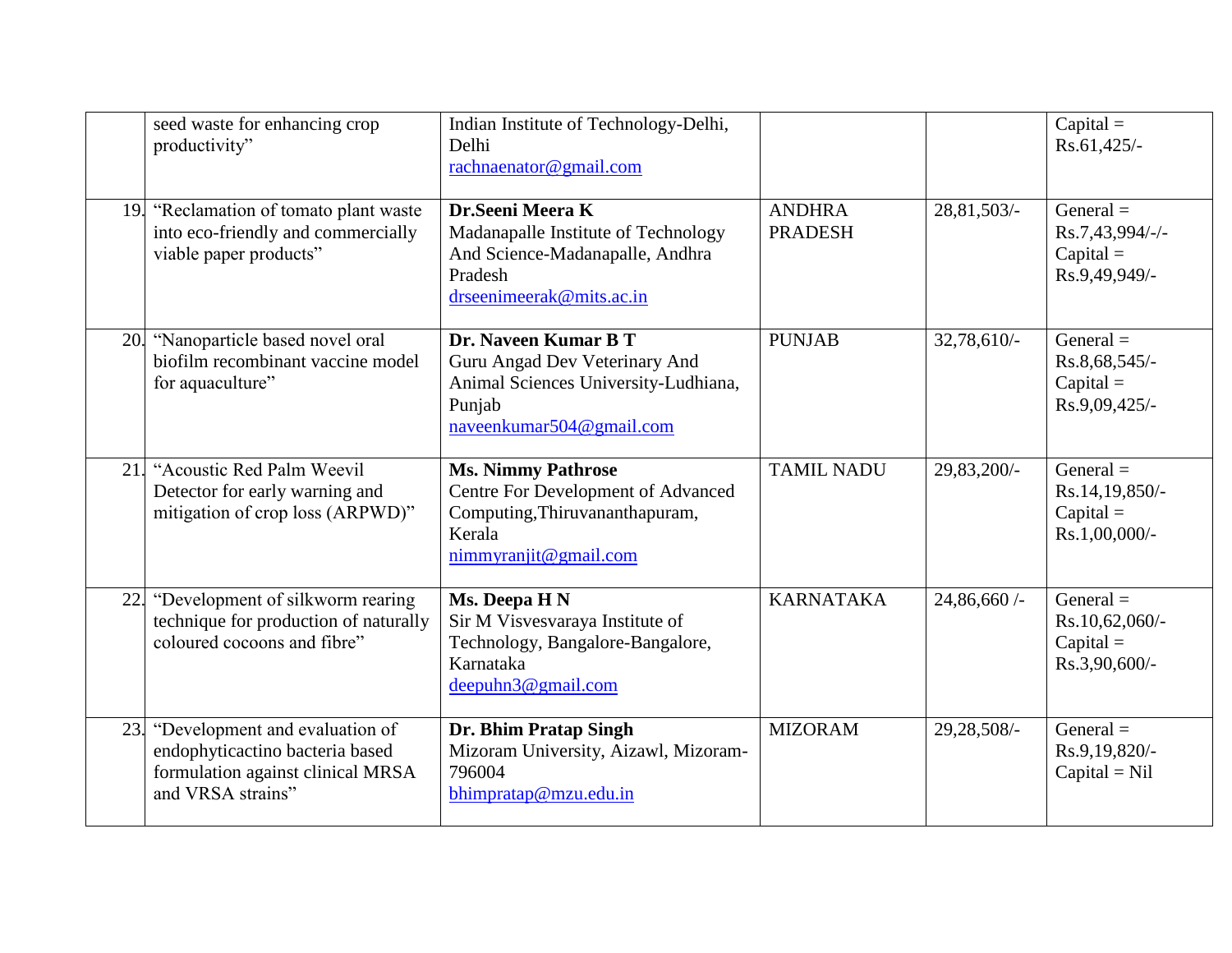| | | | | | |
|---|---|---|---|---|---|
| | seed waste for enhancing crop productivity" | Indian Institute of Technology-Delhi, Delhi<br>rachnaenator@gmail.com | | | Capital = Rs.61,425/- |
| 19. | "Reclamation of tomato plant waste into eco-friendly and commercially viable paper products" | **Dr.Seeni Meera K**<br>Madanapalle Institute of Technology And Science-Madanapalle, Andhra Pradesh<br>drseenimeerak@mits.ac.in | ANDHRA PRADESH | 28,81,503/- | General = Rs.7,43,994/-/-<br>Capital = Rs.9,49,949/- |
| 20. | "Nanoparticle based novel oral biofilm recombinant vaccine model for aquaculture" | **Dr. Naveen Kumar B T**<br>Guru Angad Dev Veterinary And Animal Sciences University-Ludhiana, Punjab<br>naveenkumar504@gmail.com | PUNJAB | 32,78,610/- | General = Rs.8,68,545/-<br>Capital = Rs.9,09,425/- |
| 21. | "Acoustic Red Palm Weevil Detector for early warning and mitigation of crop loss (ARPWD)" | **Ms. Nimmy Pathrose**<br>Centre For Development of Advanced Computing,Thiruvananthapuram, Kerala<br>nimmyranjit@gmail.com | TAMIL NADU | 29,83,200/- | General = Rs.14,19,850/-<br>Capital = Rs.1,00,000/- |
| 22. | "Development of silkworm rearing technique for production of naturally coloured cocoons and fibre" | **Ms. Deepa H N**<br>Sir M Visvesvaraya Institute of Technology, Bangalore-Bangalore, Karnataka<br>deepuhn3@gmail.com | KARNATAKA | 24,86,660 /- | General = Rs.10,62,060/-<br>Capital = Rs.3,90,600/- |
| 23. | "Development and evaluation of endophyticactino bacteria based formulation against clinical MRSA and VRSA strains" | **Dr. Bhim Pratap Singh**<br>Mizoram University, Aizawl, Mizoram-796004<br>bhimpratap@mzu.edu.in | MIZORAM | 29,28,508/- | General = Rs.9,19,820/-<br>Capital = Nil |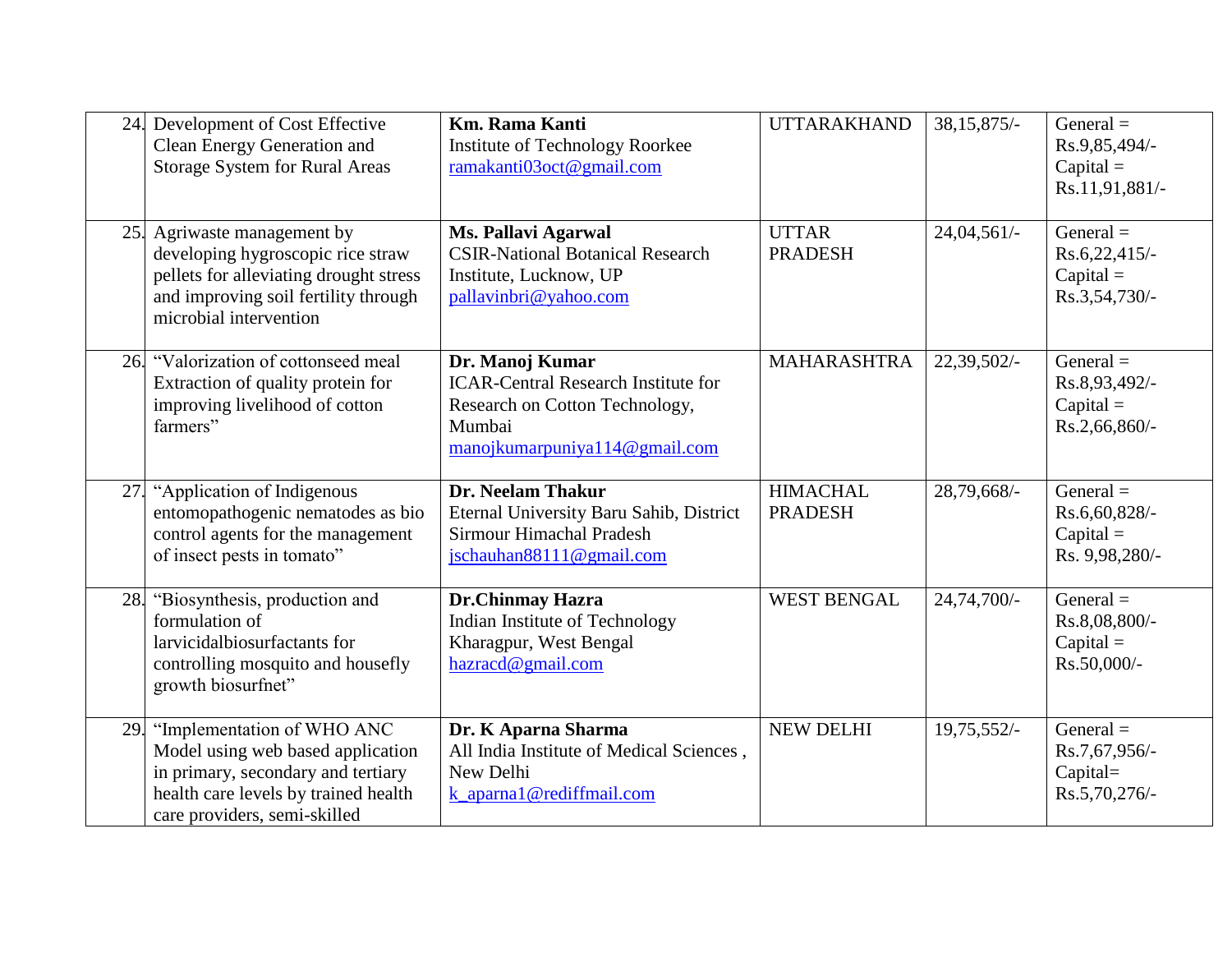| | | | | | |
|---|---|---|---|---|---|
| 24. | Development of Cost Effective Clean Energy Generation and Storage System for Rural Areas | **Km. Rama Kanti**<br>Institute of Technology Roorkee<br>ramakanti03oct@gmail.com | UTTARAKHAND | 38,15,875/- | General = Rs.9,85,494/-<br>Capital = Rs.11,91,881/- |
| 25. | Agriwaste management by developing hygroscopic rice straw pellets for alleviating drought stress and improving soil fertility through microbial intervention | **Ms. Pallavi Agarwal**<br>CSIR-National Botanical Research Institute, Lucknow, UP<br>pallavinbri@yahoo.com | UTTAR PRADESH | 24,04,561/- | General = Rs.6,22,415/-<br>Capital = Rs.3,54,730/- |
| 26. | "Valorization of cottonseed meal Extraction of quality protein for improving livelihood of cotton farmers" | **Dr. Manoj Kumar**<br>ICAR-Central Research Institute for Research on Cotton Technology, Mumbai<br>manojkumarpuniya114@gmail.com | MAHARASHTRA | 22,39,502/- | General = Rs.8,93,492/-<br>Capital = Rs.2,66,860/- |
| 27. | "Application of Indigenous entomopathogenic nematodes as bio control agents for the management of insect pests in tomato" | **Dr. Neelam Thakur**<br>Eternal University Baru Sahib, District Sirmour Himachal Pradesh<br>jschauhan88111@gmail.com | HIMACHAL PRADESH | 28,79,668/- | General = Rs.6,60,828/-<br>Capital = Rs. 9,98,280/- |
| 28. | "Biosynthesis, production and formulation of larvicidalbiosurfactants for controlling mosquito and housefly growth biosurfnet" | **Dr.Chinmay Hazra**<br>Indian Institute of Technology Kharagpur, West Bengal<br>hazracd@gmail.com | WEST BENGAL | 24,74,700/- | General = Rs.8,08,800/-<br>Capital = Rs.50,000/- |
| 29. | "Implementation of WHO ANC Model using web based application in primary, secondary and tertiary health care levels by trained health care providers, semi-skilled | **Dr. K Aparna Sharma**<br>All India Institute of Medical Sciences , New Delhi<br>k_aparna1@rediffmail.com | NEW DELHI | 19,75,552/- | General = Rs.7,67,956/-<br>Capital= Rs.5,70,276/- |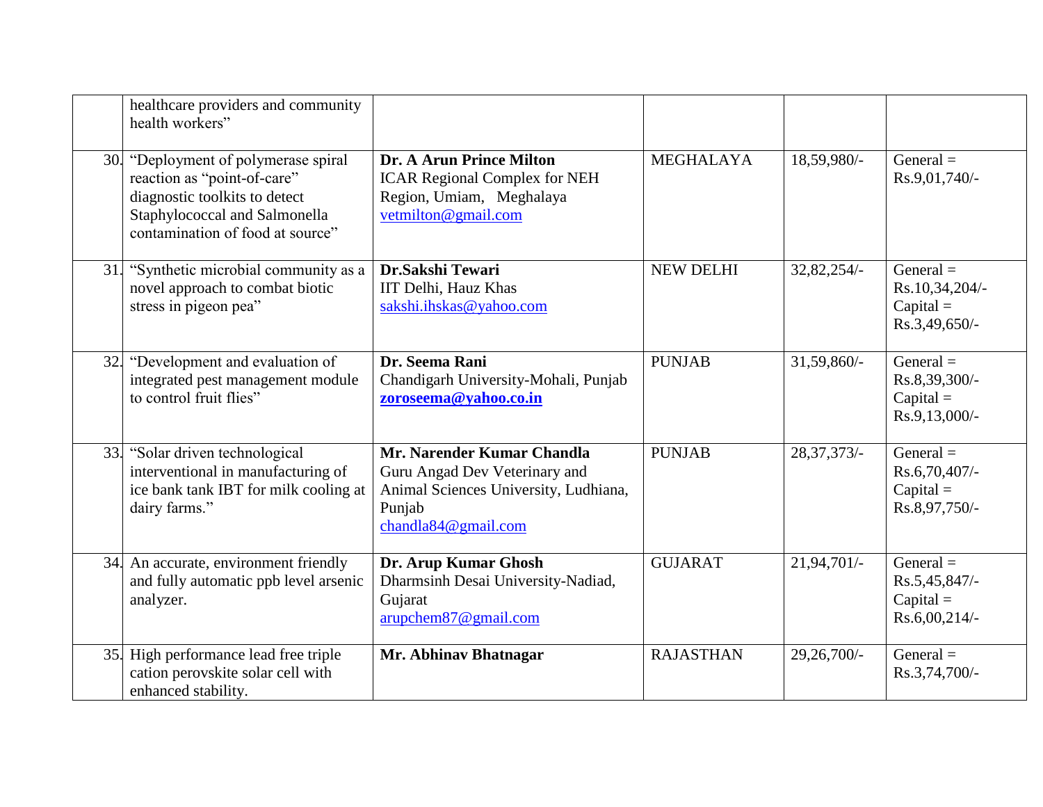| | | | | | |
|---|---|---|---|---|---|
| | healthcare providers and community health workers" | | | | |
| 30. | "Deployment of polymerase spiral reaction as "point-of-care" diagnostic toolkits to detect Staphylococcal and Salmonella contamination of food at source" | **Dr. A Arun Prince Milton**<br>ICAR Regional Complex for NEH Region, Umiam, Meghalaya<br>vetmilton@gmail.com | MEGHALAYA | 18,59,980/- | General = Rs.9,01,740/- |
| 31. | "Synthetic microbial community as a novel approach to combat biotic stress in pigeon pea" | **Dr.Sakshi Tewari**<br>IIT Delhi, Hauz Khas<br>sakshi.ihskas@yahoo.com | NEW DELHI | 32,82,254/- | General = Rs.10,34,204/-<br>Capital = Rs.3,49,650/- |
| 32. | "Development and evaluation of integrated pest management module to control fruit flies" | **Dr. Seema Rani**<br>Chandigarh University-Mohali, Punjab<br>**zoroseema@yahoo.co.in** | PUNJAB | 31,59,860/- | General = Rs.8,39,300/-<br>Capital = Rs.9,13,000/- |
| 33. | "Solar driven technological interventional in manufacturing of ice bank tank IBT for milk cooling at dairy farms." | **Mr. Narender Kumar Chandla**<br>Guru Angad Dev Veterinary and Animal Sciences University, Ludhiana, Punjab<br>chandla84@gmail.com | PUNJAB | 28,37,373/- | General = Rs.6,70,407/-<br>Capital = Rs.8,97,750/- |
| 34. | An accurate, environment friendly and fully automatic ppb level arsenic analyzer. | **Dr. Arup Kumar Ghosh**<br>Dharmsinh Desai University-Nadiad, Gujarat<br>arupchem87@gmail.com | GUJARAT | 21,94,701/- | General = Rs.5,45,847/-<br>Capital = Rs.6,00,214/- |
| 35. | High performance lead free triple cation perovskite solar cell with enhanced stability. | **Mr. Abhinav Bhatnagar** | RAJASTHAN | 29,26,700/- | General = Rs.3,74,700/- |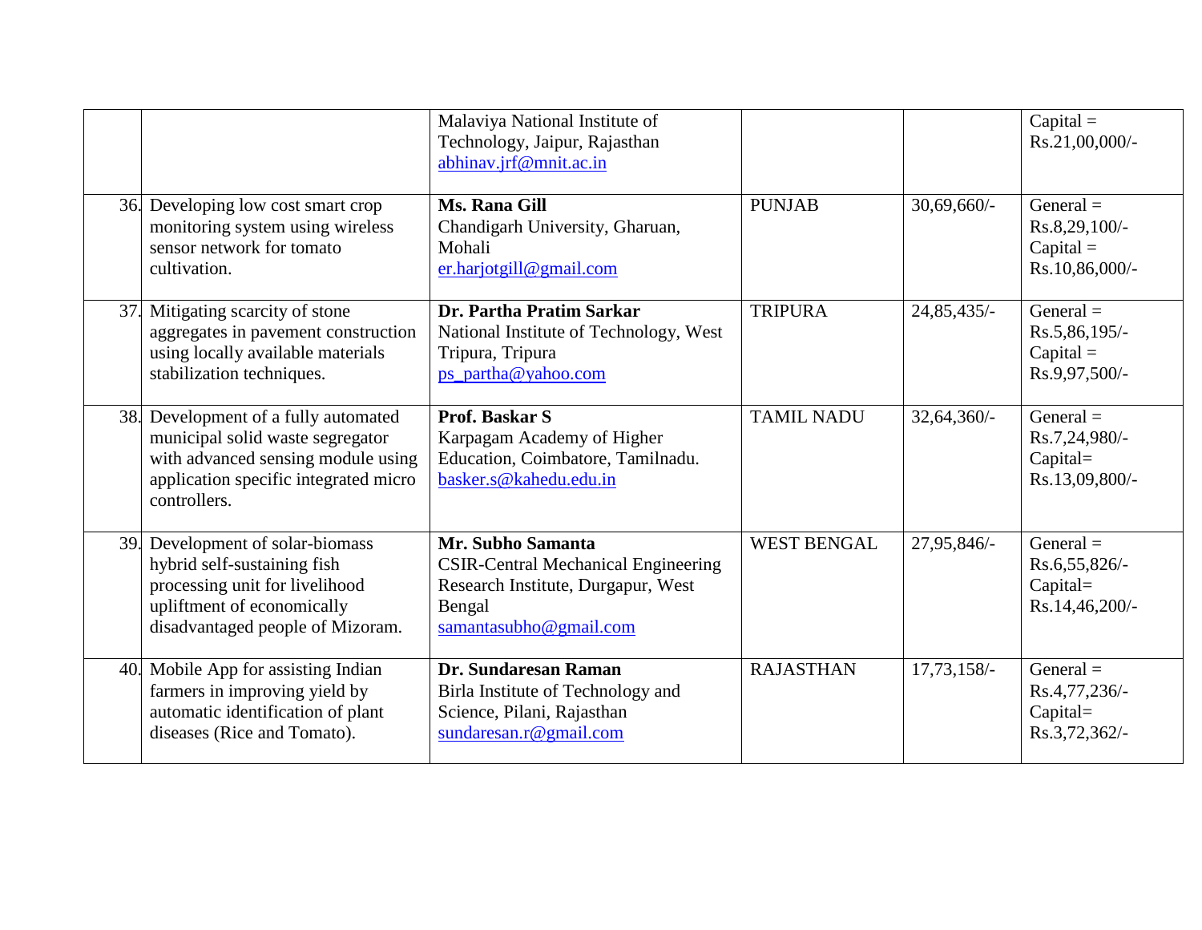|  |  |  |  |  |  |
|---|---|---|---|---|---|
|  |  | Malaviya National Institute of Technology, Jaipur, Rajasthan abhinav.jrf@mnit.ac.in |  |  | Capital = Rs.21,00,000/- |
| 36. | Developing low cost smart crop monitoring system using wireless sensor network for tomato cultivation. | **Ms. Rana Gill** Chandigarh University, Gharuan, Mohali er.harjotgill@gmail.com | PUNJAB | 30,69,660/- | General = Rs.8,29,100/- Capital = Rs.10,86,000/- |
| 37. | Mitigating scarcity of stone aggregates in pavement construction using locally available materials stabilization techniques. | **Dr. Partha Pratim Sarkar** National Institute of Technology, West Tripura, Tripura ps_partha@yahoo.com | TRIPURA | 24,85,435/- | General = Rs.5,86,195/- Capital = Rs.9,97,500/- |
| 38. | Development of a fully automated municipal solid waste segregator with advanced sensing module using application specific integrated micro controllers. | **Prof. Baskar S** Karpagam Academy of Higher Education, Coimbatore, Tamilnadu. basker.s@kahedu.edu.in | TAMIL NADU | 32,64,360/- | General = Rs.7,24,980/- Capital= Rs.13,09,800/- |
| 39. | Development of solar-biomass hybrid self-sustaining fish processing unit for livelihood upliftment of economically disadvantaged people of Mizoram. | **Mr. Subho Samanta** CSIR-Central Mechanical Engineering Research Institute, Durgapur, West Bengal samantasubho@gmail.com | WEST BENGAL | 27,95,846/- | General = Rs.6,55,826/- Capital= Rs.14,46,200/- |
| 40. | Mobile App for assisting Indian farmers in improving yield by automatic identification of plant diseases (Rice and Tomato). | **Dr. Sundaresan Raman** Birla Institute of Technology and Science, Pilani, Rajasthan sundaresan.r@gmail.com | RAJASTHAN | 17,73,158/- | General = Rs.4,77,236/- Capital= Rs.3,72,362/- |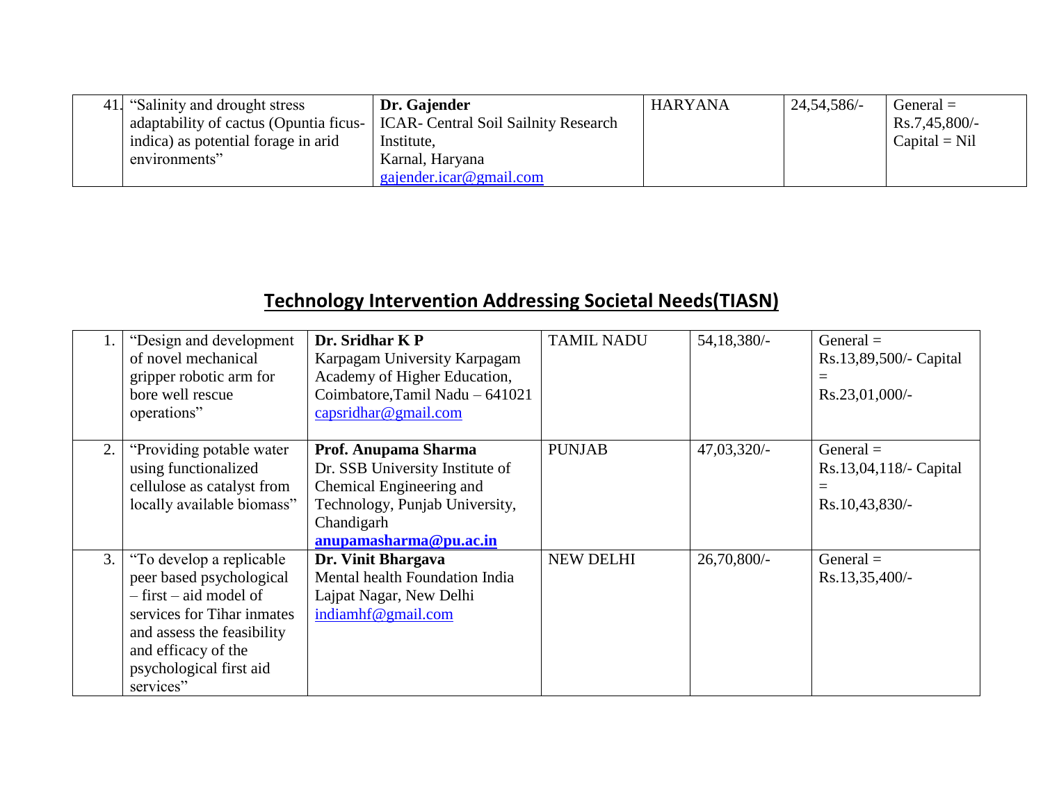| | | | | | |
|---|---|---|---|---|---|
| 41. | "Salinity and drought stress adaptability of cactus (Opuntia ficus-indica) as potential forage in arid environments" | **Dr. Gajender**<br>ICAR- Central Soil Sailnity Research Institute,<br>Karnal, Haryana<br>gajender.icar@gmail.com | HARYANA | 24,54,586/- | General = Rs.7,45,800/-<br>Capital = Nil |

## Technology Intervention Addressing Societal Needs(TIASN)

| | | | | | |
|---|---|---|---|---|---|
| 1. | "Design and development of novel mechanical gripper robotic arm for bore well rescue operations" | **Dr. Sridhar K P**<br>Karpagam University Karpagam Academy of Higher Education, Coimbatore,Tamil Nadu – 641021<br>capsridhar@gmail.com | TAMIL NADU | 54,18,380/- | General = Rs.13,89,500/- Capital = Rs.23,01,000/- |
| 2. | "Providing potable water using functionalized cellulose as catalyst from locally available biomass" | **Prof. Anupama Sharma**<br>Dr. SSB University Institute of Chemical Engineering and Technology, Punjab University, Chandigarh<br>**anupamasharma@pu.ac.in** | PUNJAB | 47,03,320/- | General = Rs.13,04,118/- Capital = Rs.10,43,830/- |
| 3. | "To develop a replicable peer based psychological – first – aid model of services for Tihar inmates and assess the feasibility and efficacy of the psychological first aid services" | **Dr. Vinit Bhargava**<br>Mental health Foundation India<br>Lajpat Nagar, New Delhi<br>indiamhf@gmail.com | NEW DELHI | 26,70,800/- | General = Rs.13,35,400/- |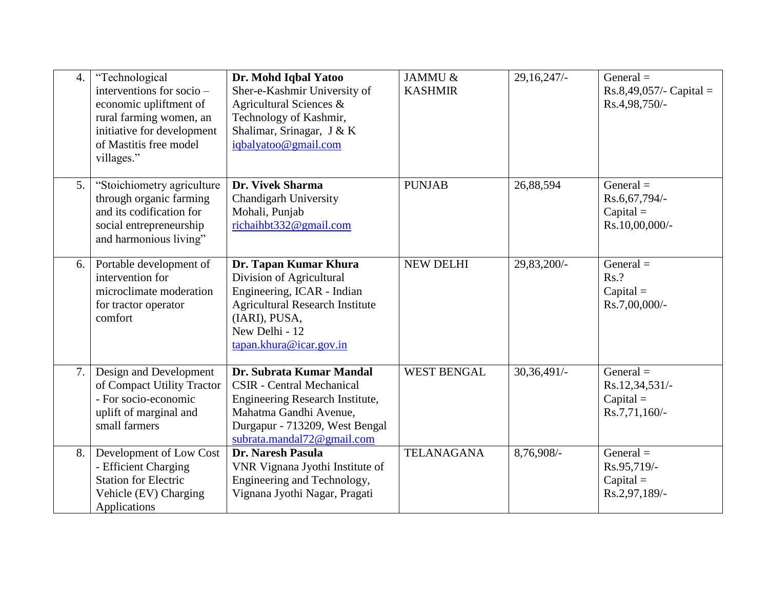| 4. | "Technological interventions for socio – economic upliftment of rural farming women, an initiative for development of Mastitis free model villages." | **Dr. Mohd Iqbal Yatoo** Sher-e-Kashmir University of Agricultural Sciences & Technology of Kashmir, Shalimar, Srinagar, J & K iqbalyatoo@gmail.com | JAMMU & KASHMIR | 29,16,247/- | General = Rs.8,49,057/- Capital = Rs.4,98,750/- |
|---|---|---|---|---|---|
| 5. | "Stoichiometry agriculture through organic farming and its codification for social entrepreneurship and harmonious living" | **Dr. Vivek Sharma** Chandigarh University Mohali, Punjab richaihbt332@gmail.com | PUNJAB | 26,88,594 | General = Rs.6,67,794/- Capital = Rs.10,00,000/- |
| 6. | Portable development of intervention for microclimate moderation for tractor operator comfort | **Dr. Tapan Kumar Khura** Division of Agricultural Engineering, ICAR - Indian Agricultural Research Institute (IARI), PUSA, New Delhi - 12 tapan.khura@icar.gov.in | NEW DELHI | 29,83,200/- | General = Rs.? Capital = Rs.7,00,000/- |
| 7. | Design and Development of Compact Utility Tractor - For socio-economic uplift of marginal and small farmers | **Dr. Subrata Kumar Mandal** CSIR - Central Mechanical Engineering Research Institute, Mahatma Gandhi Avenue, Durgapur - 713209, West Bengal subrata.mandal72@gmail.com | WEST BENGAL | 30,36,491/- | General = Rs.12,34,531/- Capital = Rs.7,71,160/- |
| 8. | Development of Low Cost - Efficient Charging Station for Electric Vehicle (EV) Charging Applications | **Dr. Naresh Pasula** VNR Vignana Jyothi Institute of Engineering and Technology, Vignana Jyothi Nagar, Pragati | TELANAGANA | 8,76,908/- | General = Rs.95,719/- Capital = Rs.2,97,189/- |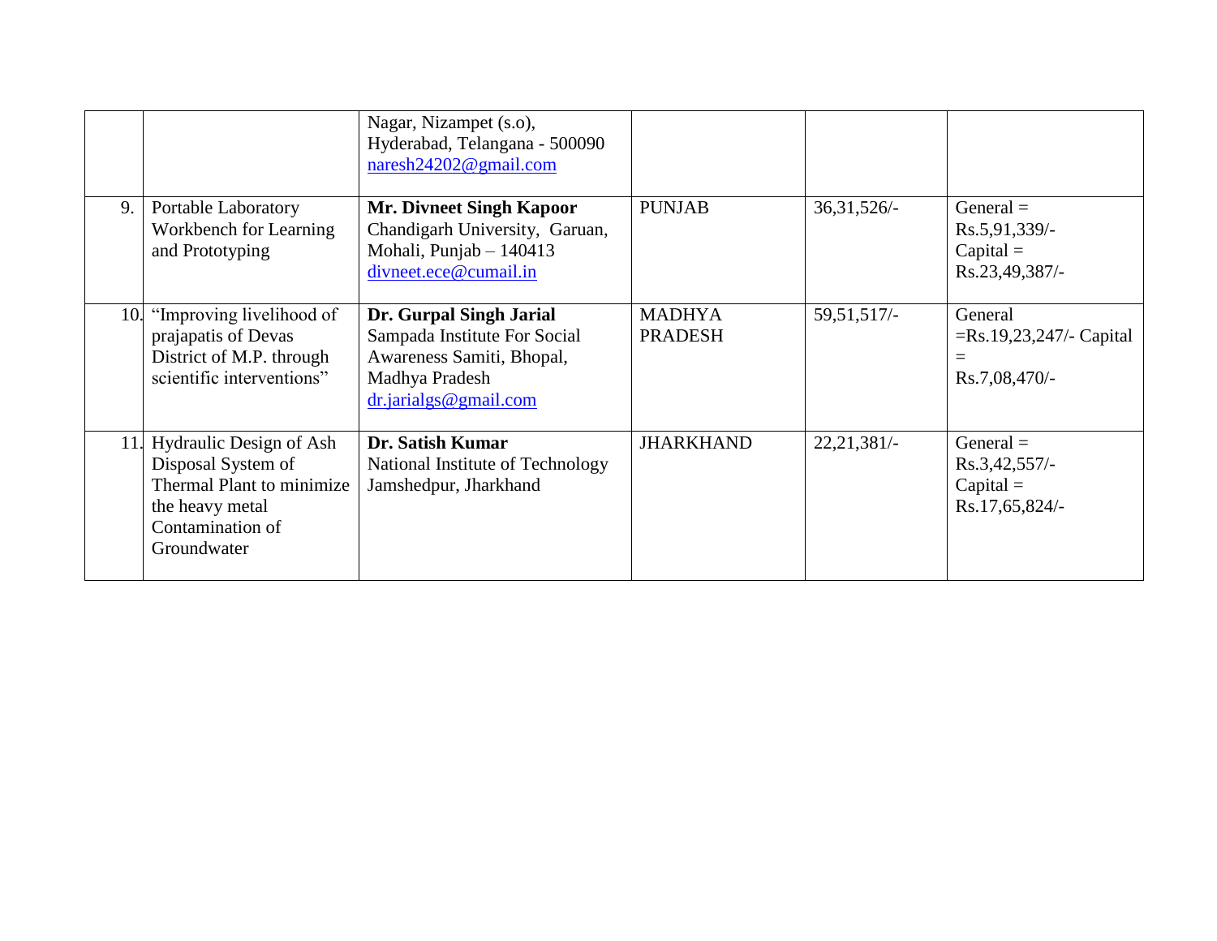| | | | | | |
|---|---|---|---|---|---|
| | | Nagar, Nizampet (s.o), Hyderabad, Telangana - 500090 naresh24202@gmail.com | | | |
| 9. | Portable Laboratory Workbench for Learning and Prototyping | **Mr. Divneet Singh Kapoor** Chandigarh University, Garuan, Mohali, Punjab – 140413 divneet.ece@cumail.in | PUNJAB | 36,31,526/- | General = Rs.5,91,339/- Capital = Rs.23,49,387/- |
| 10. | "Improving livelihood of prajapatis of Devas District of M.P. through scientific interventions" | **Dr. Gurpal Singh Jarial** Sampada Institute For Social Awareness Samiti, Bhopal, Madhya Pradesh dr.jarialgs@gmail.com | MADHYA PRADESH | 59,51,517/- | General =Rs.19,23,247/- Capital = Rs.7,08,470/- |
| 11. | Hydraulic Design of Ash Disposal System of Thermal Plant to minimize the heavy metal Contamination of Groundwater | **Dr. Satish Kumar** National Institute of Technology Jamshedpur, Jharkhand | JHARKHAND | 22,21,381/- | General = Rs.3,42,557/- Capital = Rs.17,65,824/- |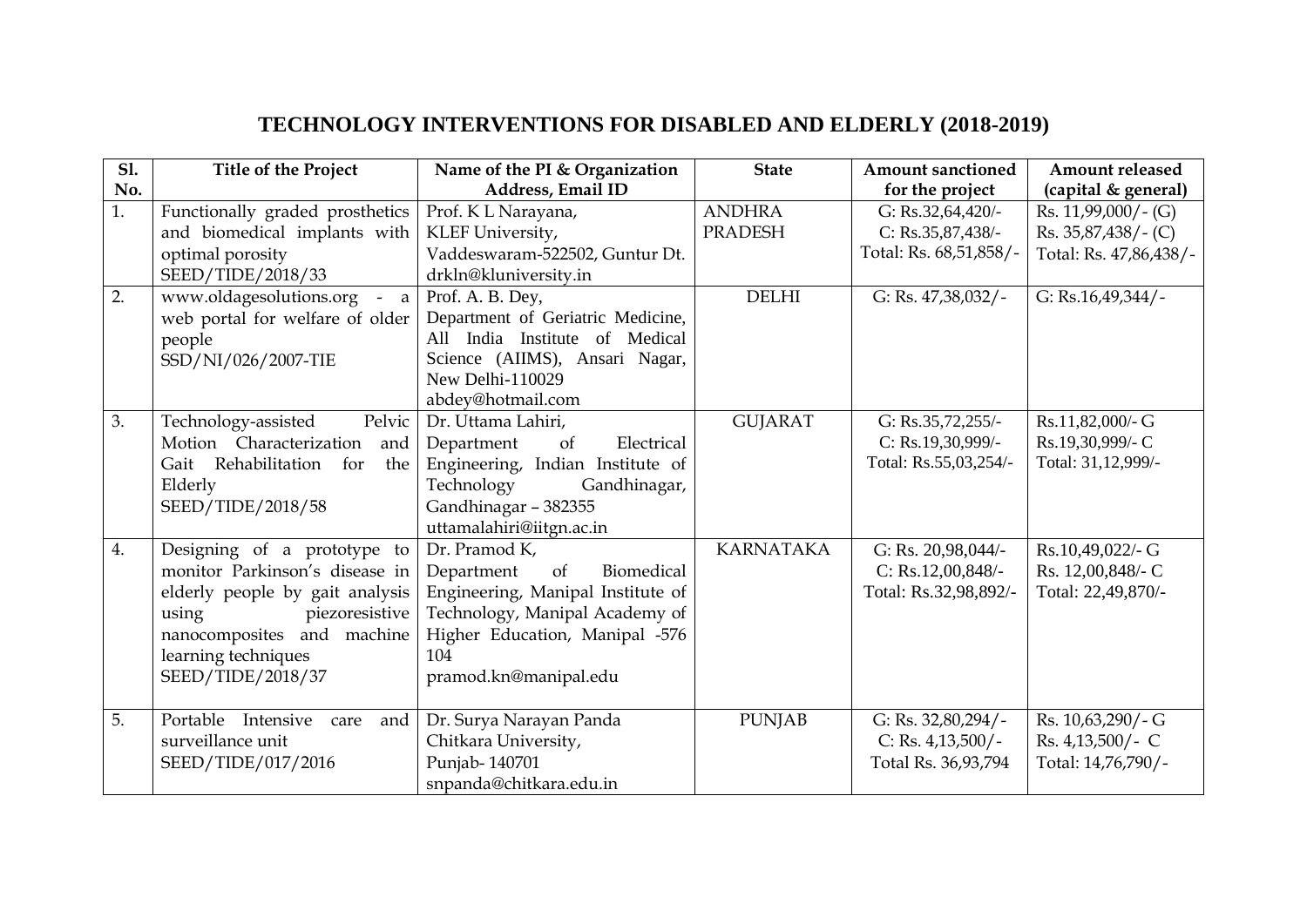# TECHNOLOGY INTERVENTIONS FOR DISABLED AND ELDERLY (2018-2019)

| Sl. No. | Title of the Project | Name of the PI & Organization Address, Email ID | State | Amount sanctioned for the project | Amount released (capital & general) |
|---|---|---|---|---|---|
| 1. | Functionally graded prosthetics and biomedical implants with optimal porosity SEED/TIDE/2018/33 | Prof. K L Narayana, KLEF University, Vaddeswaram-522502, Guntur Dt. drkln@kluniversity.in | ANDHRA PRADESH | G: Rs.32,64,420/- C: Rs.35,87,438/- Total: Rs. 68,51,858/- | Rs. 11,99,000/- (G) Rs. 35,87,438/- (C) Total: Rs. 47,86,438/- |
| 2. | www.oldagesolutions.org - a web portal for welfare of older people SSD/NI/026/2007-TIE | Prof. A. B. Dey, Department of Geriatric Medicine, All India Institute of Medical Science (AIIMS), Ansari Nagar, New Delhi-110029 abdey@hotmail.com | DELHI | G: Rs. 47,38,032/- | G: Rs.16,49,344/- |
| 3. | Technology-assisted Pelvic Motion Characterization and Gait Rehabilitation for the Elderly SEED/TIDE/2018/58 | Dr. Uttama Lahiri, Department of Electrical Engineering, Indian Institute of Technology Gandhinagar, Gandhinagar – 382355 uttamalahiri@iitgn.ac.in | GUJARAT | G: Rs.35,72,255/- C: Rs.19,30,999/- Total: Rs.55,03,254/- | Rs.11,82,000/- G Rs.19,30,999/- C Total: 31,12,999/- |
| 4. | Designing of a prototype to monitor Parkinson's disease in elderly people by gait analysis using piezoresistive nanocomposites and machine learning techniques SEED/TIDE/2018/37 | Dr. Pramod K, Department of Biomedical Engineering, Manipal Institute of Technology, Manipal Academy of Higher Education, Manipal -576 104 pramod.kn@manipal.edu | KARNATAKA | G: Rs. 20,98,044/- C: Rs.12,00,848/- Total: Rs.32,98,892/- | Rs.10,49,022/- G Rs. 12,00,848/- C Total: 22,49,870/- |
| 5. | Portable Intensive care and surveillance unit SEED/TIDE/017/2016 | Dr. Surya Narayan Panda Chitkara University, Punjab- 140701 snpanda@chitkara.edu.in | PUNJAB | G: Rs. 32,80,294/- C: Rs. 4,13,500/- Total Rs. 36,93,794 | Rs. 10,63,290/- G Rs. 4,13,500/- C Total: 14,76,790/- |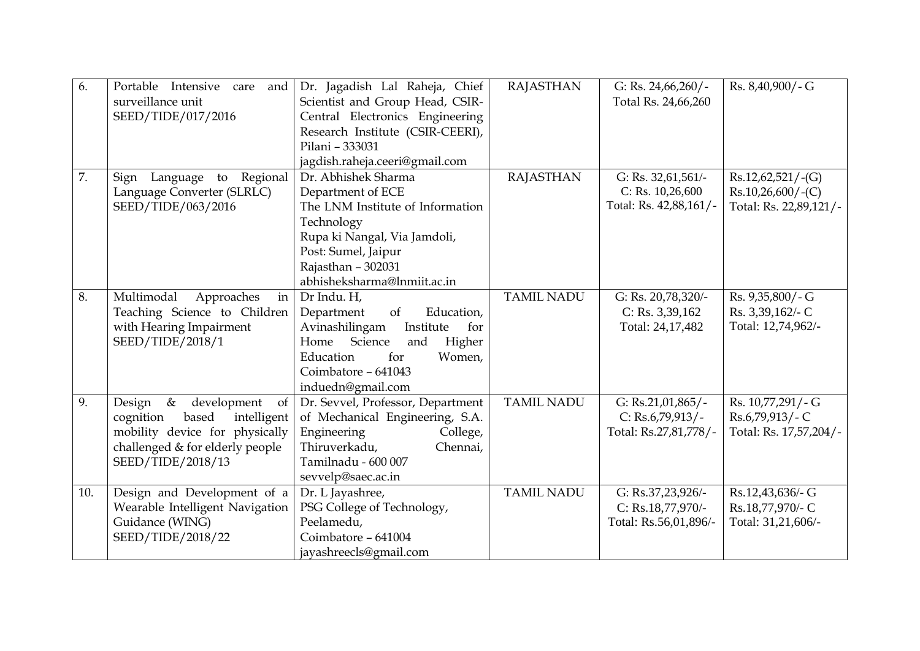| 6. | Portable Intensive care and surveillance unit SEED/TIDE/017/2016 | Dr. Jagadish Lal Raheja, Chief Scientist and Group Head, CSIR-Central Electronics Engineering Research Institute (CSIR-CEERI), Pilani – 333031 jagdish.raheja.ceeri@gmail.com | RAJASTHAN | G: Rs. 24,66,260/- Total Rs. 24,66,260 | Rs. 8,40,900/- G |
|---|---|---|---|---|---|
| 7. | Sign Language to Regional Language Converter (SLRLC) SEED/TIDE/063/2016 | Dr. Abhishek Sharma Department of ECE The LNM Institute of Information Technology Rupa ki Nangal, Via Jamdoli, Post: Sumel, Jaipur Rajasthan – 302031 abhisheksharma@lnmiit.ac.in | RAJASTHAN | G: Rs. 32,61,561/- C: Rs. 10,26,600 Total: Rs. 42,88,161/- | Rs.12,62,521/-(G) Rs.10,26,600/-(C) Total: Rs. 22,89,121/- |
| 8. | Multimodal Approaches in Teaching Science to Children with Hearing Impairment SEED/TIDE/2018/1 | Dr Indu. H, Department of Education, Avinashilingam Institute for Home Science and Higher Education for Women, Coimbatore – 641043 induedn@gmail.com | TAMIL NADU | G: Rs. 20,78,320/- C: Rs. 3,39,162 Total: 24,17,482 | Rs. 9,35,800/- G Rs. 3,39,162/- C Total: 12,74,962/- |
| 9. | Design & development of cognition based intelligent mobility device for physically challenged & for elderly people SEED/TIDE/2018/13 | Dr. Sevvel, Professor, Department of Mechanical Engineering, S.A. Engineering College, Thiruverkadu, Chennai, Tamilnadu - 600 007 sevvelp@saec.ac.in | TAMIL NADU | G: Rs.21,01,865/- C: Rs.6,79,913/- Total: Rs.27,81,778/- | Rs. 10,77,291/- G Rs.6,79,913/- C Total: Rs. 17,57,204/- |
| 10. | Design and Development of a Wearable Intelligent Navigation Guidance (WING) SEED/TIDE/2018/22 | Dr. L Jayashree, PSG College of Technology, Peelamedu, Coimbatore – 641004 jayashreecls@gmail.com | TAMIL NADU | G: Rs.37,23,926/- C: Rs.18,77,970/- Total: Rs.56,01,896/- | Rs.12,43,636/- G Rs.18,77,970/- C Total: 31,21,606/- |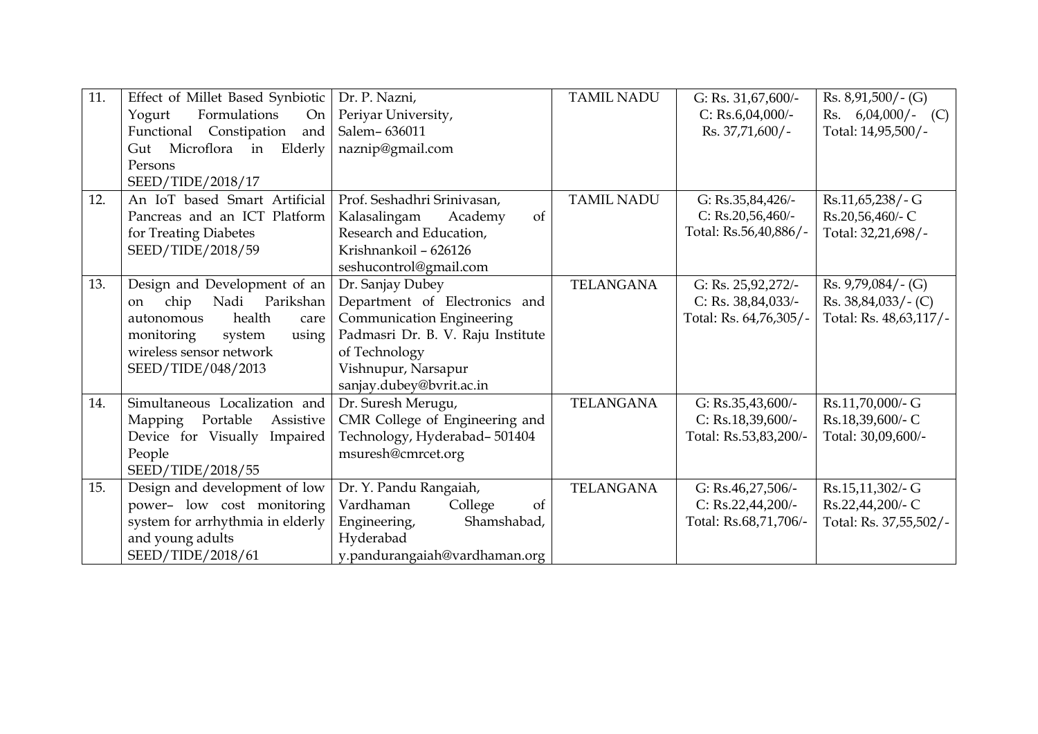| 11. | Effect of Millet Based Synbiotic Yogurt Formulations On Functional Constipation and Gut Microflora in Elderly Persons<br>SEED/TIDE/2018/17 | Dr. P. Nazni,<br>Periyar University,<br>Salem– 636011<br>naznip@gmail.com | TAMIL NADU | G: Rs. 31,67,600/-<br>C: Rs.6,04,000/-<br>Rs. 37,71,600/- | Rs. 8,91,500/- (G)<br>Rs. 6,04,000/- (C)<br>Total: 14,95,500/- |
|---|---|---|---|---|---|
| 12. | An IoT based Smart Artificial Pancreas and an ICT Platform for Treating Diabetes<br>SEED/TIDE/2018/59 | Prof. Seshadhri Srinivasan,<br>Kalasalingam Academy of Research and Education,<br>Krishnankoil – 626126<br>seshucontrol@gmail.com | TAMIL NADU | G: Rs.35,84,426/-<br>C: Rs.20,56,460/-<br>Total: Rs.56,40,886/- | Rs.11,65,238/- G<br>Rs.20,56,460/- C<br>Total: 32,21,698/- |
| 13. | Design and Development of an on chip Nadi Parikshan autonomous health care monitoring system using wireless sensor network<br>SEED/TIDE/048/2013 | Dr. Sanjay Dubey<br>Department of Electronics and Communication Engineering<br>Padmasri Dr. B. V. Raju Institute of Technology<br>Vishnupur, Narsapur<br>sanjay.dubey@bvrit.ac.in | TELANGANA | G: Rs. 25,92,272/-<br>C: Rs. 38,84,033/-<br>Total: Rs. 64,76,305/- | Rs. 9,79,084/- (G)<br>Rs. 38,84,033/- (C)<br>Total: Rs. 48,63,117/- |
| 14. | Simultaneous Localization and Mapping Portable Assistive Device for Visually Impaired People<br>SEED/TIDE/2018/55 | Dr. Suresh Merugu,<br>CMR College of Engineering and Technology, Hyderabad– 501404<br>msuresh@cmrcet.org | TELANGANA | G: Rs.35,43,600/-<br>C: Rs.18,39,600/-<br>Total: Rs.53,83,200/- | Rs.11,70,000/- G<br>Rs.18,39,600/- C<br>Total: 30,09,600/- |
| 15. | Design and development of low power– low cost monitoring system for arrhythmia in elderly and young adults<br>SEED/TIDE/2018/61 | Dr. Y. Pandu Rangaiah,<br>Vardhaman College of Engineering, Shamshabad, Hyderabad<br>y.pandurangaiah@vardhaman.org | TELANGANA | G: Rs.46,27,506/-<br>C: Rs.22,44,200/-<br>Total: Rs.68,71,706/- | Rs.15,11,302/- G<br>Rs.22,44,200/- C<br>Total: Rs. 37,55,502/- |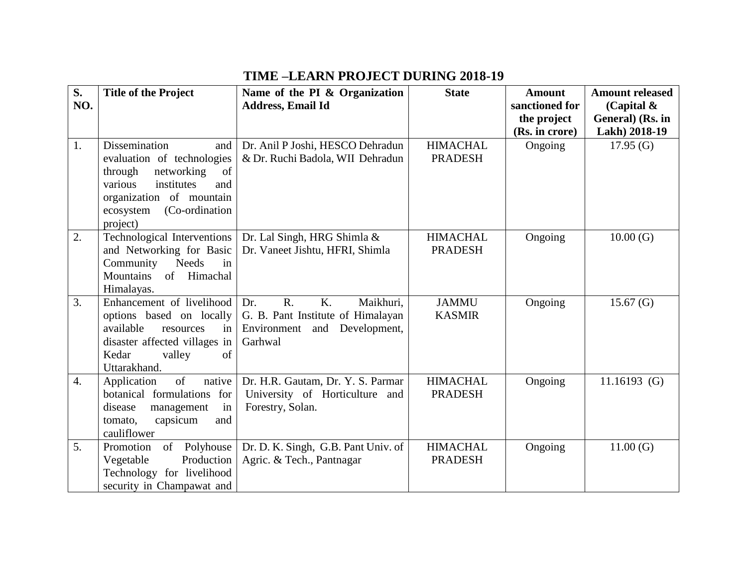## TIME –LEARN PROJECT DURING 2018-19

| S. NO. | Title of the Project | Name of the PI & Organization Address, Email Id | State | Amount sanctioned for the project (Rs. in crore) | Amount released (Capital & General) (Rs. in Lakh) 2018-19 |
|---|---|---|---|---|---|
| 1. | Dissemination and evaluation of technologies through networking of various institutes and organization of mountain ecosystem (Co-ordination project) | Dr. Anil P Joshi, HESCO Dehradun & Dr. Ruchi Badola, WII Dehradun | HIMACHAL PRADESH | Ongoing | 17.95 (G) |
| 2. | Technological Interventions and Networking for Basic Community Needs in Mountains of Himachal Himalayas. | Dr. Lal Singh, HRG Shimla & Dr. Vaneet Jishtu, HFRI, Shimla | HIMACHAL PRADESH | Ongoing | 10.00 (G) |
| 3. | Enhancement of livelihood options based on locally available resources in disaster affected villages in Kedar valley of Uttarakhand. | Dr. R. K. Maikhuri, G. B. Pant Institute of Himalayan Environment and Development, Garhwal | JAMMU KASMIR | Ongoing | 15.67 (G) |
| 4. | Application of native botanical formulations for disease management in tomato, capsicum and cauliflower | Dr. H.R. Gautam, Dr. Y. S. Parmar University of Horticulture and Forestry, Solan. | HIMACHAL PRADESH | Ongoing | 11.16193 (G) |
| 5. | Promotion of Polyhouse Vegetable Production Technology for livelihood security in Champawat and | Dr. D. K. Singh, G.B. Pant Univ. of Agric. & Tech., Pantnagar | HIMACHAL PRADESH | Ongoing | 11.00 (G) |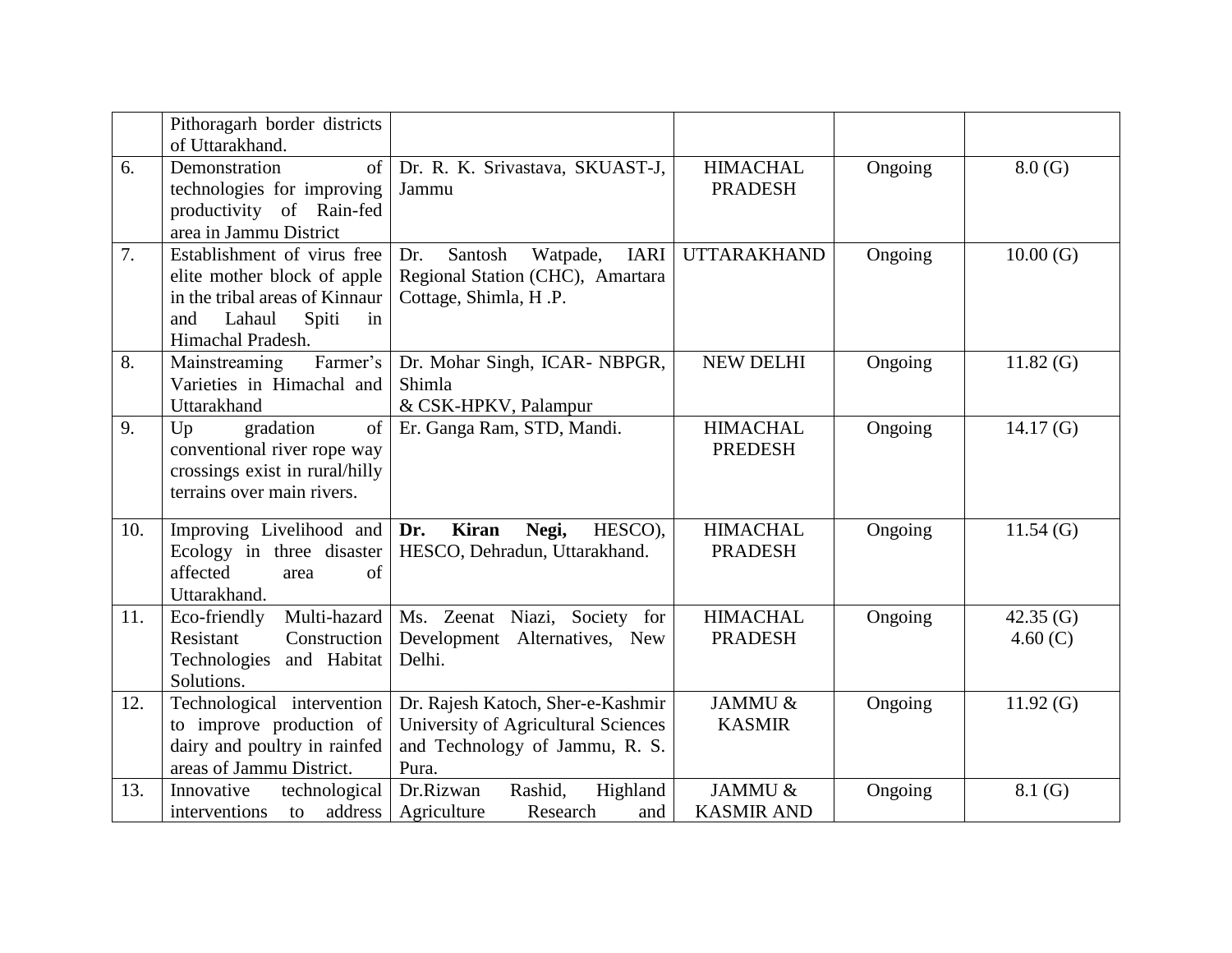| | | | | | |
|---|---|---|---|---|---|
| | Pithoragarh border districts of Uttarakhand. | | | | |
| 6. | Demonstration of technologies for improving productivity of Rain-fed area in Jammu District | Dr. R. K. Srivastava, SKUAST-J, Jammu | HIMACHAL PRADESH | Ongoing | 8.0 (G) |
| 7. | Establishment of virus free elite mother block of apple in the tribal areas of Kinnaur and Lahaul Spiti in Himachal Pradesh. | Dr. Santosh Watpade, IARI Regional Station (CHC), Amartara Cottage, Shimla, H .P. | UTTARAKHAND | Ongoing | 10.00 (G) |
| 8. | Mainstreaming Farmer's Varieties in Himachal and Uttarakhand | Dr. Mohar Singh, ICAR- NBPGR, Shimla & CSK-HPKV, Palampur | NEW DELHI | Ongoing | 11.82 (G) |
| 9. | Up gradation of conventional river rope way crossings exist in rural/hilly terrains over main rivers. | Er. Ganga Ram, STD, Mandi. | HIMACHAL PREDESH | Ongoing | 14.17 (G) |
| 10. | Improving Livelihood and Ecology in three disaster affected area of Uttarakhand. | **Dr. Kiran Negi,** HESCO), HESCO, Dehradun, Uttarakhand. | HIMACHAL PRADESH | Ongoing | 11.54 (G) |
| 11. | Eco-friendly Multi-hazard Resistant Construction Technologies and Habitat Solutions. | Ms. Zeenat Niazi, Society for Development Alternatives, New Delhi. | HIMACHAL PRADESH | Ongoing | 42.35 (G)<br>4.60 (C) |
| 12. | Technological intervention to improve production of dairy and poultry in rainfed areas of Jammu District. | Dr. Rajesh Katoch, Sher-e-Kashmir University of Agricultural Sciences and Technology of Jammu, R. S. Pura. | JAMMU & KASMIR | Ongoing | 11.92 (G) |
| 13. | Innovative technological interventions to address | Dr.Rizwan Rashid, Highland Agriculture Research and | JAMMU & KASMIR AND | Ongoing | 8.1 (G) |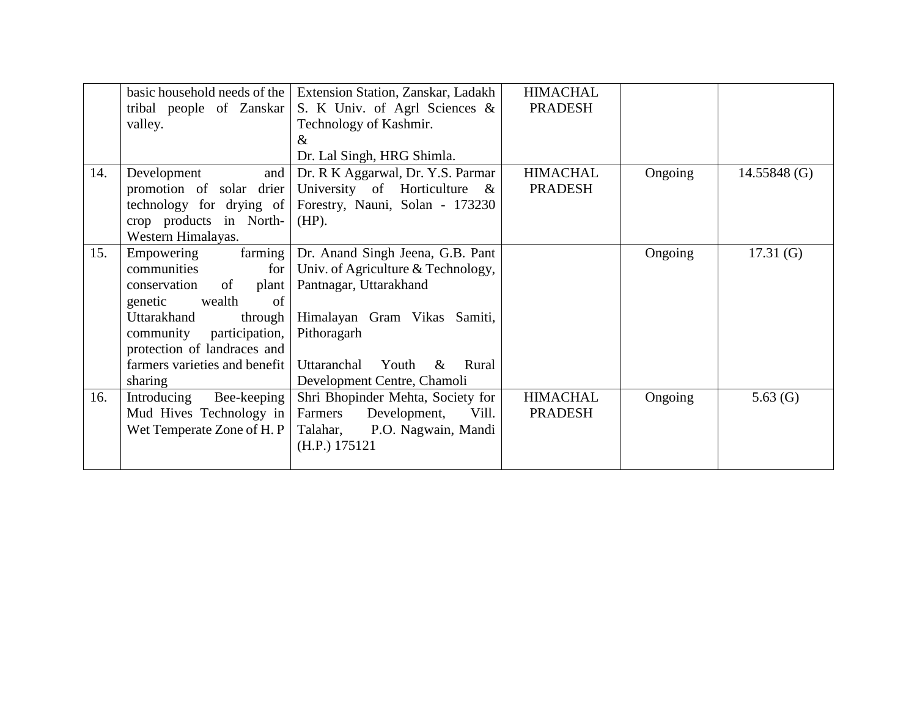| | | | | | |
|---|---|---|---|---|---|
| | basic household needs of the tribal people of Zanskar valley. | Extension Station, Zanskar, Ladakh S. K Univ. of Agrl Sciences & Technology of Kashmir. & Dr. Lal Singh, HRG Shimla. | HIMACHAL PRADESH | | |
| 14. | Development and promotion of solar drier technology for drying of crop products in North-Western Himalayas. | Dr. R K Aggarwal, Dr. Y.S. Parmar University of Horticulture & Forestry, Nauni, Solan - 173230 (HP). | HIMACHAL PRADESH | Ongoing | 14.55848 (G) |
| 15. | Empowering farming communities for conservation of plant genetic wealth of Uttarakhand through community participation, protection of landraces and farmers varieties and benefit sharing | Dr. Anand Singh Jeena, G.B. Pant Univ. of Agriculture & Technology, Pantnagar, Uttarakhand<br><br>Himalayan Gram Vikas Samiti, Pithoragarh<br><br>Uttaranchal Youth & Rural Development Centre, Chamoli | | Ongoing | 17.31 (G) |
| 16. | Introducing Bee-keeping Mud Hives Technology in Wet Temperate Zone of H. P | Shri Bhopinder Mehta, Society for Farmers Development, Vill. Talahar, P.O. Nagwain, Mandi (H.P.) 175121 | HIMACHAL PRADESH | Ongoing | 5.63 (G) |